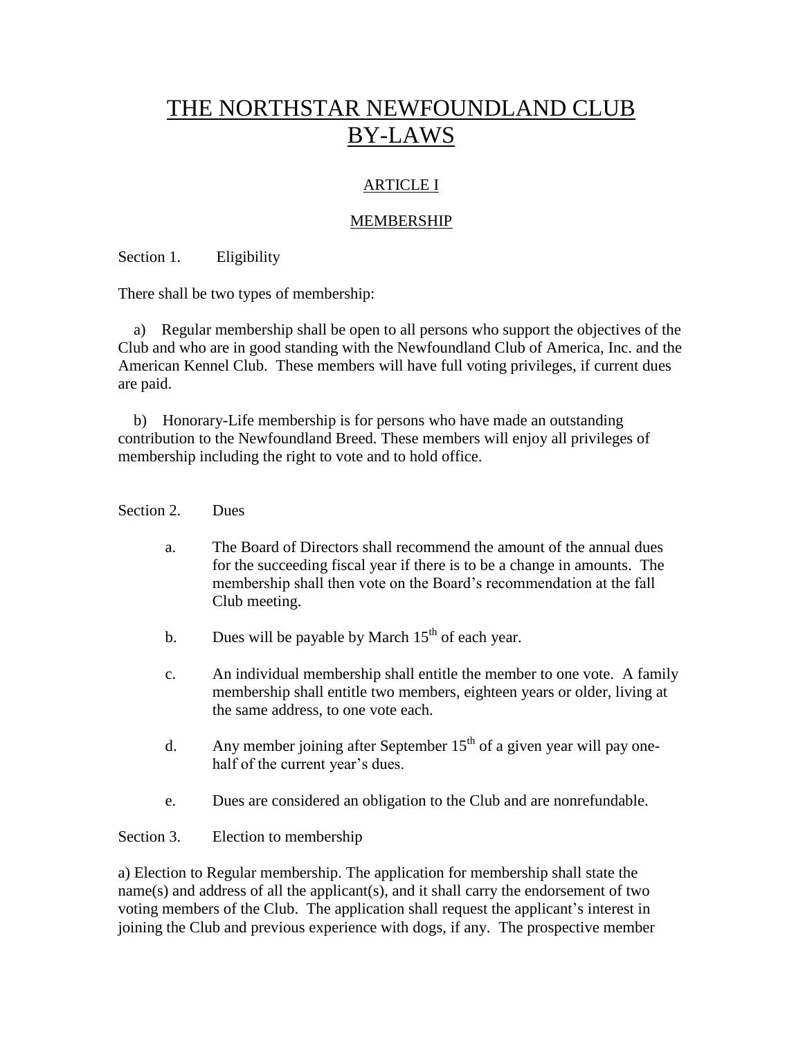# THE NORTHSTAR NEWFOUNDLAND CLUB BY-LAWS

## ARTICLE I

## MEMBERSHIP

Section 1. Eligibility

There shall be two types of membership:

a) Regular membership shall be open to all persons who support the objectives of the Club and who are in good standing with the Newfoundland Club of America, Inc. and the American Kennel Club. These members will have full voting privileges, if current dues are paid.

b) Honorary-Life membership is for persons who have made an outstanding contribution to the Newfoundland Breed. These members will enjoy all privileges of membership including the right to vote and to hold office.

Section 2. Dues

a. The Board of Directors shall recommend the amount of the annual dues for the succeeding fiscal year if there is to be a change in amounts. The membership shall then vote on the Board's recommendation at the fall Club meeting.

b. Dues will be payable by March 15th of each year.

c. An individual membership shall entitle the member to one vote. A family membership shall entitle two members, eighteen years or older, living at the same address, to one vote each.

d. Any member joining after September 15th of a given year will pay one-half of the current year's dues.

e. Dues are considered an obligation to the Club and are nonrefundable.

Section 3. Election to membership

a) Election to Regular membership. The application for membership shall state the name(s) and address of all the applicant(s), and it shall carry the endorsement of two voting members of the Club. The application shall request the applicant's interest in joining the Club and previous experience with dogs, if any. The prospective member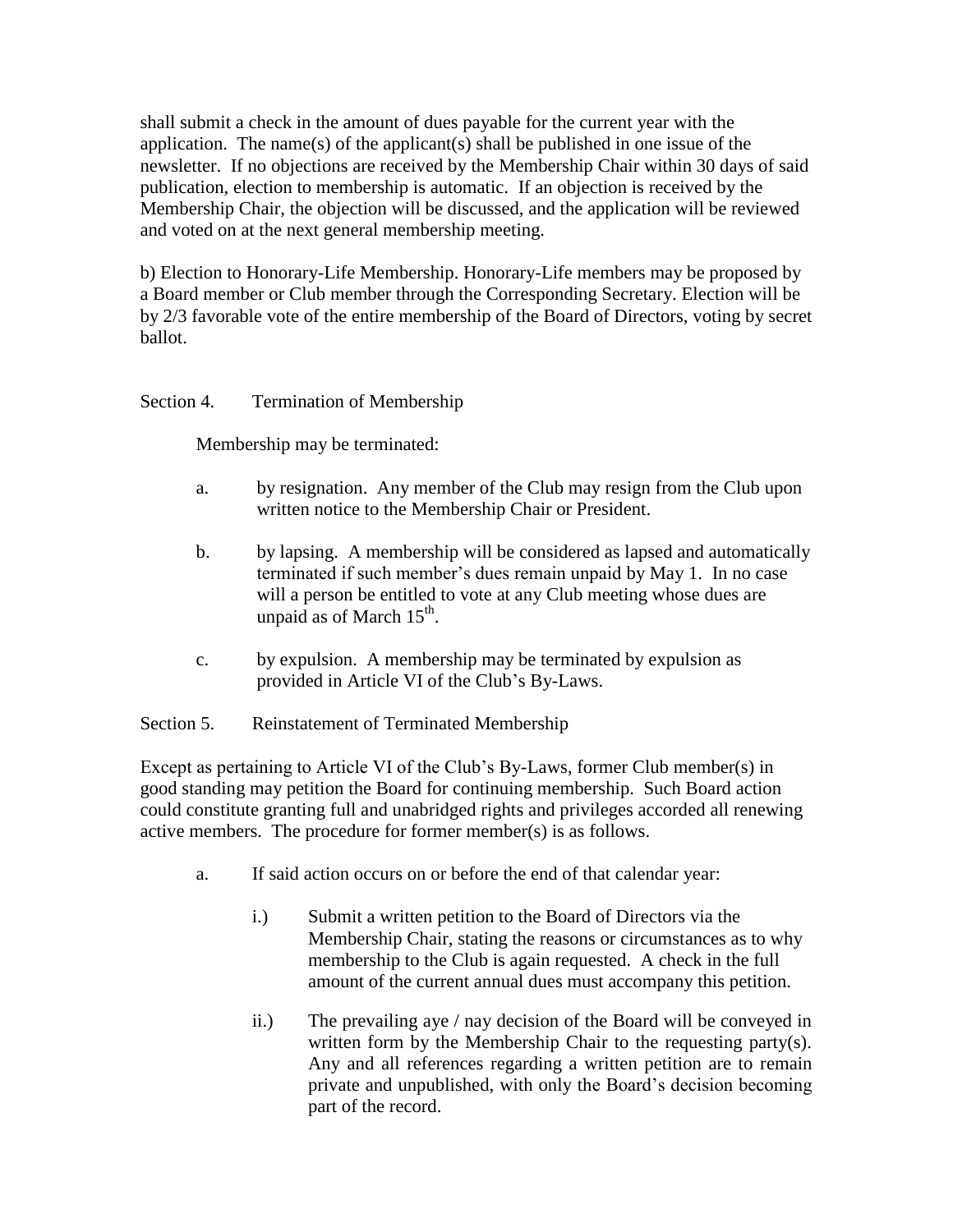shall submit a check in the amount of dues payable for the current year with the application. The name(s) of the applicant(s) shall be published in one issue of the newsletter. If no objections are received by the Membership Chair within 30 days of said publication, election to membership is automatic. If an objection is received by the Membership Chair, the objection will be discussed, and the application will be reviewed and voted on at the next general membership meeting.

b) Election to Honorary-Life Membership. Honorary-Life members may be proposed by a Board member or Club member through the Corresponding Secretary. Election will be by 2/3 favorable vote of the entire membership of the Board of Directors, voting by secret ballot.

Section 4. Termination of Membership

Membership may be terminated:

a. by resignation. Any member of the Club may resign from the Club upon written notice to the Membership Chair or President.

b. by lapsing. A membership will be considered as lapsed and automatically terminated if such member's dues remain unpaid by May 1. In no case will a person be entitled to vote at any Club meeting whose dues are unpaid as of March 15th.

c. by expulsion. A membership may be terminated by expulsion as provided in Article VI of the Club's By-Laws.

Section 5. Reinstatement of Terminated Membership

Except as pertaining to Article VI of the Club's By-Laws, former Club member(s) in good standing may petition the Board for continuing membership. Such Board action could constitute granting full and unabridged rights and privileges accorded all renewing active members. The procedure for former member(s) is as follows.

a. If said action occurs on or before the end of that calendar year:

i.) Submit a written petition to the Board of Directors via the Membership Chair, stating the reasons or circumstances as to why membership to the Club is again requested. A check in the full amount of the current annual dues must accompany this petition.

ii.) The prevailing aye / nay decision of the Board will be conveyed in written form by the Membership Chair to the requesting party(s). Any and all references regarding a written petition are to remain private and unpublished, with only the Board's decision becoming part of the record.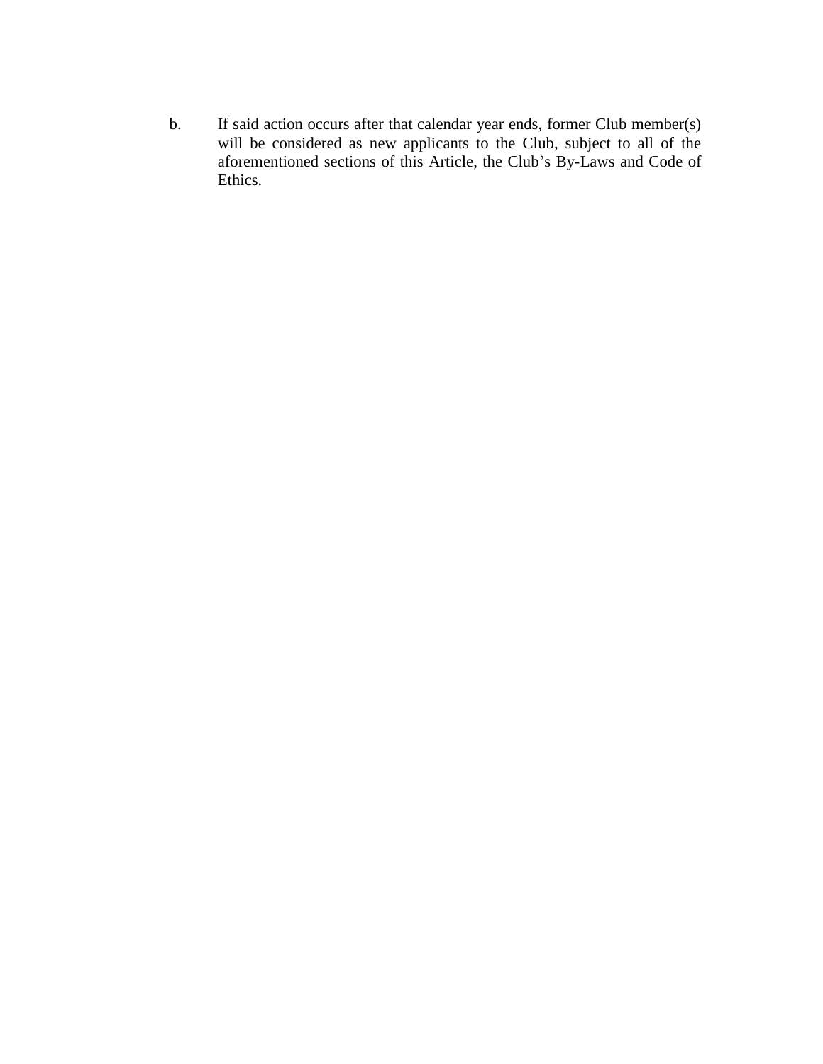b. If said action occurs after that calendar year ends, former Club member(s) will be considered as new applicants to the Club, subject to all of the aforementioned sections of this Article, the Club's By-Laws and Code of Ethics.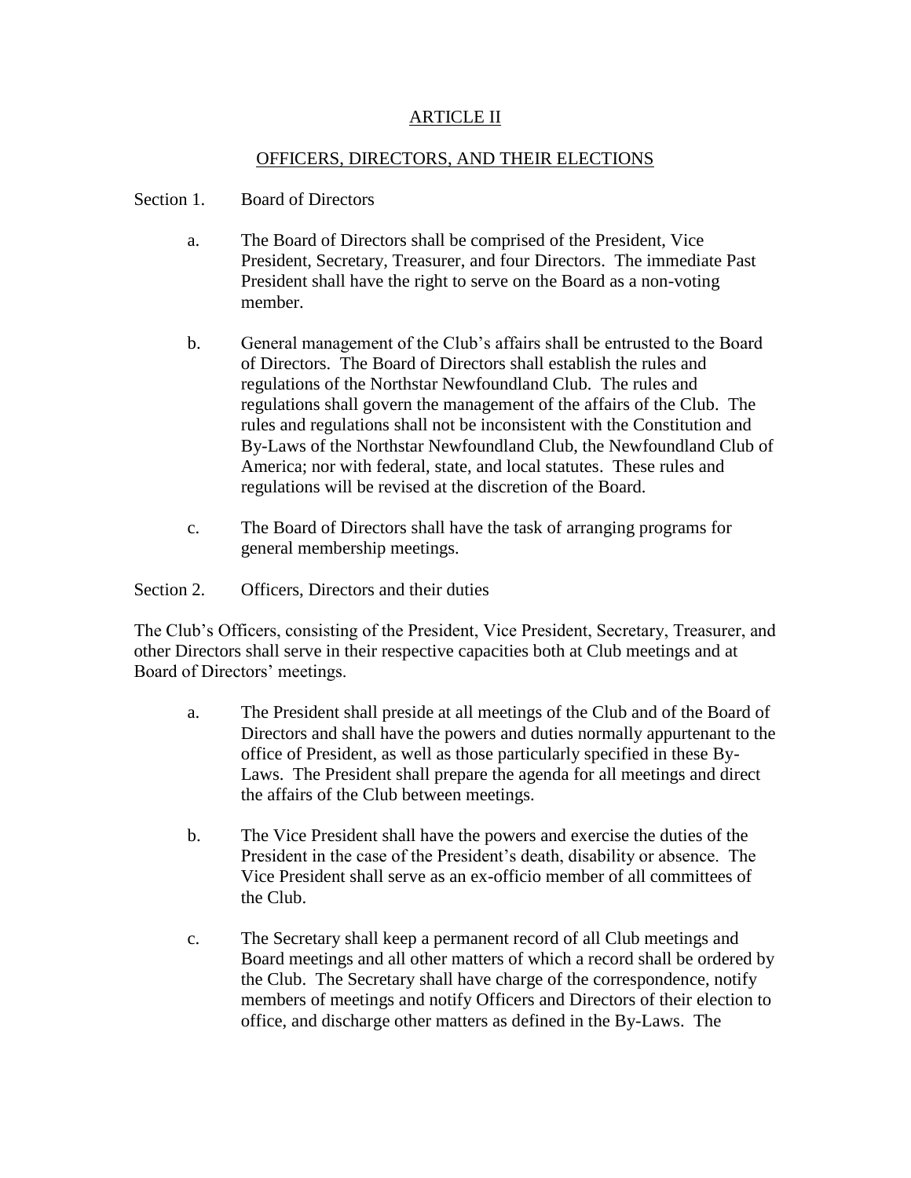## ARTICLE II

## OFFICERS, DIRECTORS, AND THEIR ELECTIONS

Section 1. Board of Directors

a. The Board of Directors shall be comprised of the President, Vice President, Secretary, Treasurer, and four Directors. The immediate Past President shall have the right to serve on the Board as a non-voting member.

b. General management of the Club's affairs shall be entrusted to the Board of Directors. The Board of Directors shall establish the rules and regulations of the Northstar Newfoundland Club. The rules and regulations shall govern the management of the affairs of the Club. The rules and regulations shall not be inconsistent with the Constitution and By-Laws of the Northstar Newfoundland Club, the Newfoundland Club of America; nor with federal, state, and local statutes. These rules and regulations will be revised at the discretion of the Board.

c. The Board of Directors shall have the task of arranging programs for general membership meetings.

Section 2. Officers, Directors and their duties

The Club's Officers, consisting of the President, Vice President, Secretary, Treasurer, and other Directors shall serve in their respective capacities both at Club meetings and at Board of Directors' meetings.

a. The President shall preside at all meetings of the Club and of the Board of Directors and shall have the powers and duties normally appurtenant to the office of President, as well as those particularly specified in these By-Laws. The President shall prepare the agenda for all meetings and direct the affairs of the Club between meetings.

b. The Vice President shall have the powers and exercise the duties of the President in the case of the President's death, disability or absence. The Vice President shall serve as an ex-officio member of all committees of the Club.

c. The Secretary shall keep a permanent record of all Club meetings and Board meetings and all other matters of which a record shall be ordered by the Club. The Secretary shall have charge of the correspondence, notify members of meetings and notify Officers and Directors of their election to office, and discharge other matters as defined in the By-Laws. The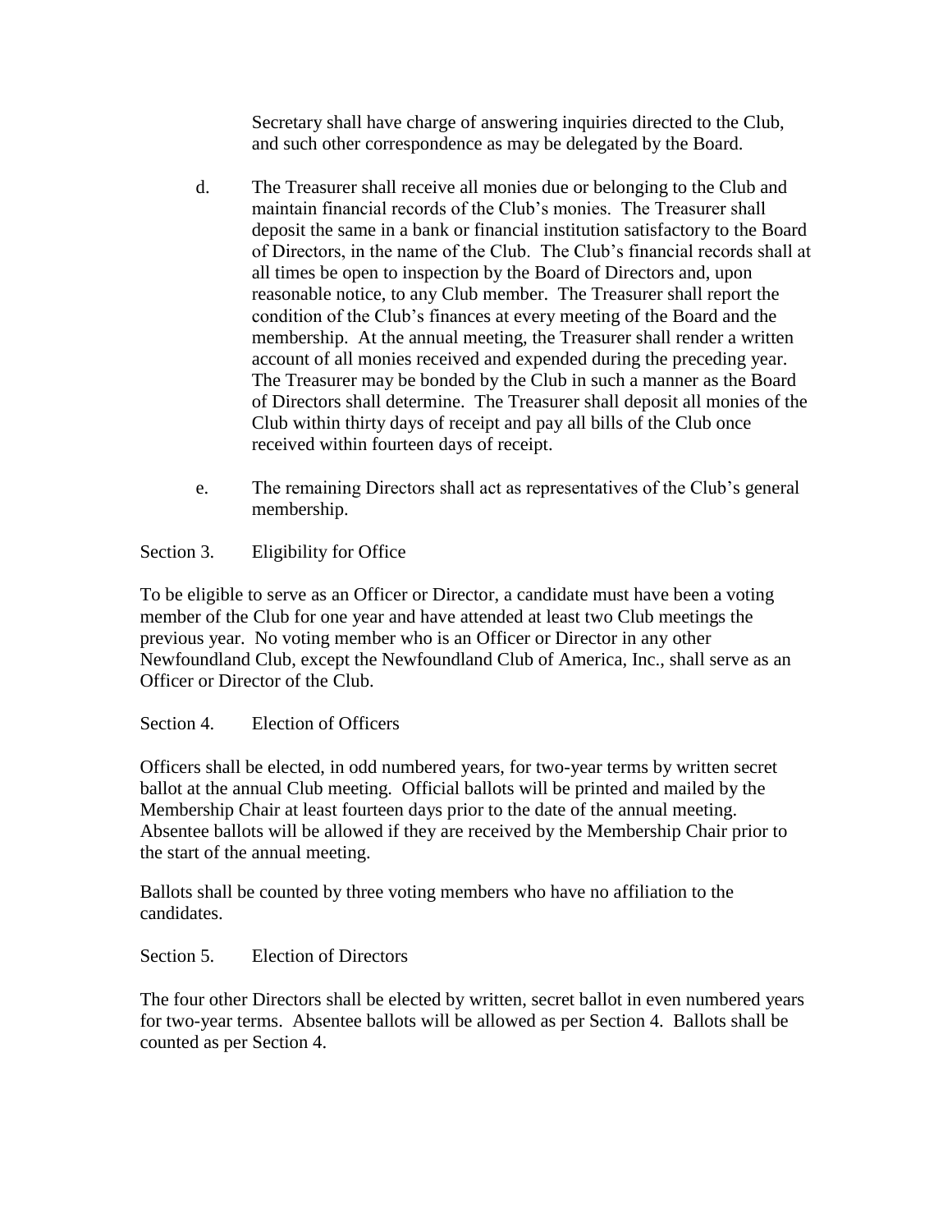Secretary shall have charge of answering inquiries directed to the Club, and such other correspondence as may be delegated by the Board.

d. The Treasurer shall receive all monies due or belonging to the Club and maintain financial records of the Club's monies. The Treasurer shall deposit the same in a bank or financial institution satisfactory to the Board of Directors, in the name of the Club. The Club's financial records shall at all times be open to inspection by the Board of Directors and, upon reasonable notice, to any Club member. The Treasurer shall report the condition of the Club's finances at every meeting of the Board and the membership. At the annual meeting, the Treasurer shall render a written account of all monies received and expended during the preceding year. The Treasurer may be bonded by the Club in such a manner as the Board of Directors shall determine. The Treasurer shall deposit all monies of the Club within thirty days of receipt and pay all bills of the Club once received within fourteen days of receipt.

e. The remaining Directors shall act as representatives of the Club's general membership.

Section 3. Eligibility for Office

To be eligible to serve as an Officer or Director, a candidate must have been a voting member of the Club for one year and have attended at least two Club meetings the previous year. No voting member who is an Officer or Director in any other Newfoundland Club, except the Newfoundland Club of America, Inc., shall serve as an Officer or Director of the Club.

Section 4. Election of Officers

Officers shall be elected, in odd numbered years, for two-year terms by written secret ballot at the annual Club meeting. Official ballots will be printed and mailed by the Membership Chair at least fourteen days prior to the date of the annual meeting. Absentee ballots will be allowed if they are received by the Membership Chair prior to the start of the annual meeting.

Ballots shall be counted by three voting members who have no affiliation to the candidates.

Section 5. Election of Directors

The four other Directors shall be elected by written, secret ballot in even numbered years for two-year terms. Absentee ballots will be allowed as per Section 4. Ballots shall be counted as per Section 4.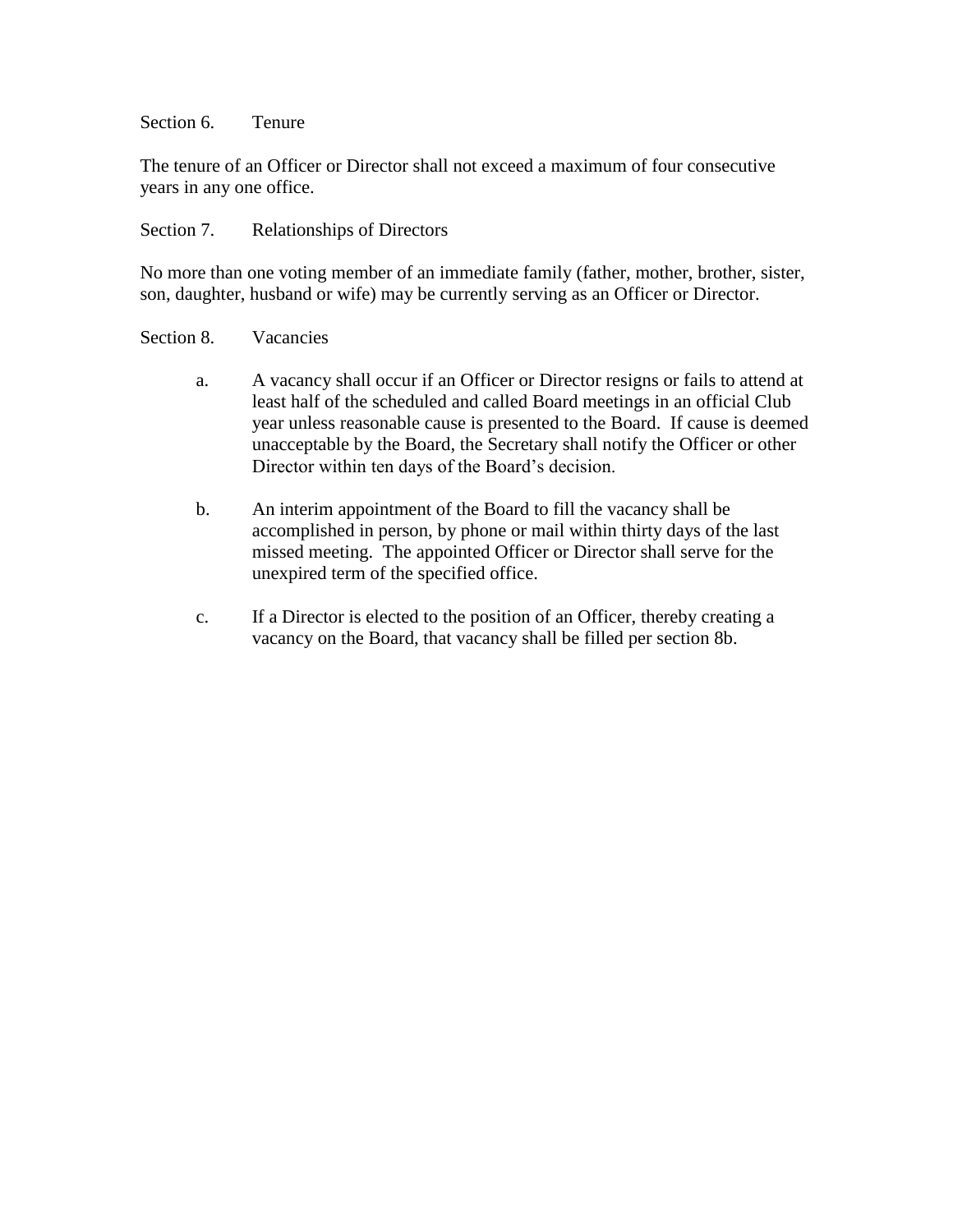Section 6. Tenure

The tenure of an Officer or Director shall not exceed a maximum of four consecutive years in any one office.

Section 7. Relationships of Directors

No more than one voting member of an immediate family (father, mother, brother, sister, son, daughter, husband or wife) may be currently serving as an Officer or Director.

Section 8. Vacancies

a. A vacancy shall occur if an Officer or Director resigns or fails to attend at least half of the scheduled and called Board meetings in an official Club year unless reasonable cause is presented to the Board. If cause is deemed unacceptable by the Board, the Secretary shall notify the Officer or other Director within ten days of the Board's decision.

b. An interim appointment of the Board to fill the vacancy shall be accomplished in person, by phone or mail within thirty days of the last missed meeting. The appointed Officer or Director shall serve for the unexpired term of the specified office.

c. If a Director is elected to the position of an Officer, thereby creating a vacancy on the Board, that vacancy shall be filled per section 8b.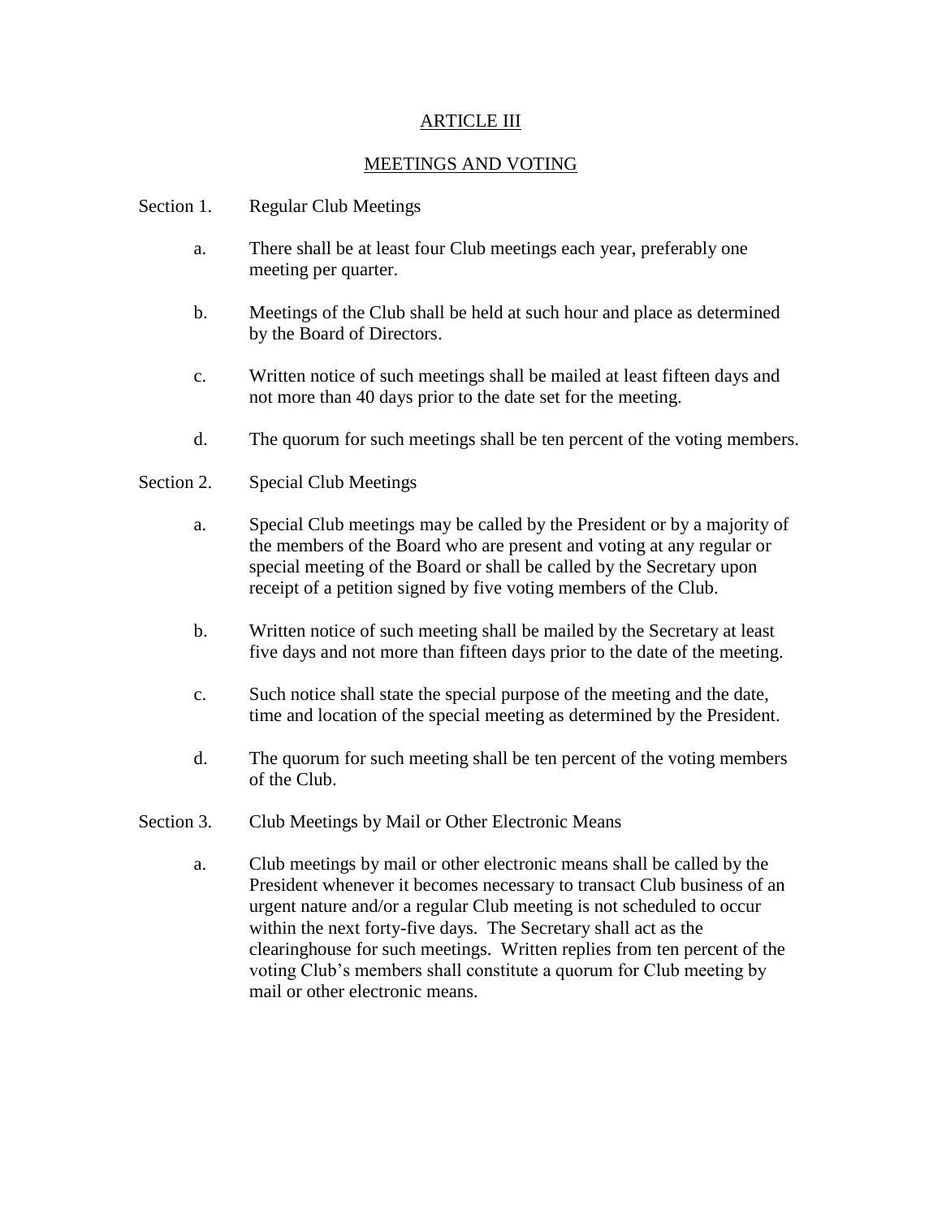## ARTICLE III

## MEETINGS AND VOTING

Section 1. Regular Club Meetings

a. There shall be at least four Club meetings each year, preferably one meeting per quarter.

b. Meetings of the Club shall be held at such hour and place as determined by the Board of Directors.

c. Written notice of such meetings shall be mailed at least fifteen days and not more than 40 days prior to the date set for the meeting.

d. The quorum for such meetings shall be ten percent of the voting members.

Section 2. Special Club Meetings

a. Special Club meetings may be called by the President or by a majority of the members of the Board who are present and voting at any regular or special meeting of the Board or shall be called by the Secretary upon receipt of a petition signed by five voting members of the Club.

b. Written notice of such meeting shall be mailed by the Secretary at least five days and not more than fifteen days prior to the date of the meeting.

c. Such notice shall state the special purpose of the meeting and the date, time and location of the special meeting as determined by the President.

d. The quorum for such meeting shall be ten percent of the voting members of the Club.

Section 3. Club Meetings by Mail or Other Electronic Means

a. Club meetings by mail or other electronic means shall be called by the President whenever it becomes necessary to transact Club business of an urgent nature and/or a regular Club meeting is not scheduled to occur within the next forty-five days. The Secretary shall act as the clearinghouse for such meetings. Written replies from ten percent of the voting Club's members shall constitute a quorum for Club meeting by mail or other electronic means.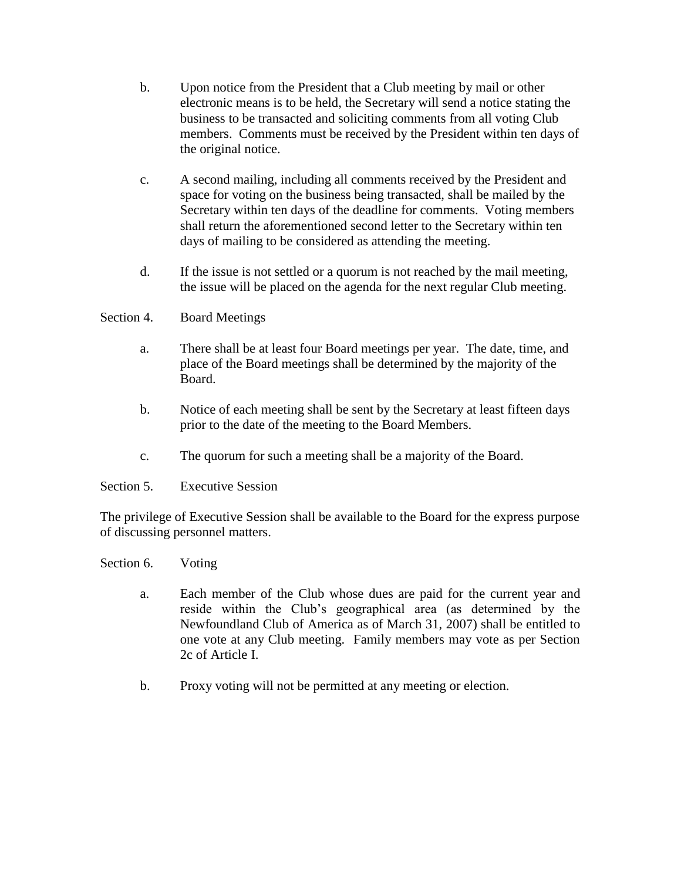b. Upon notice from the President that a Club meeting by mail or other electronic means is to be held, the Secretary will send a notice stating the business to be transacted and soliciting comments from all voting Club members. Comments must be received by the President within ten days of the original notice.

c. A second mailing, including all comments received by the President and space for voting on the business being transacted, shall be mailed by the Secretary within ten days of the deadline for comments. Voting members shall return the aforementioned second letter to the Secretary within ten days of mailing to be considered as attending the meeting.

d. If the issue is not settled or a quorum is not reached by the mail meeting, the issue will be placed on the agenda for the next regular Club meeting.

Section 4. Board Meetings

a. There shall be at least four Board meetings per year. The date, time, and place of the Board meetings shall be determined by the majority of the Board.

b. Notice of each meeting shall be sent by the Secretary at least fifteen days prior to the date of the meeting to the Board Members.

c. The quorum for such a meeting shall be a majority of the Board.

Section 5. Executive Session

The privilege of Executive Session shall be available to the Board for the express purpose of discussing personnel matters.

Section 6. Voting

a. Each member of the Club whose dues are paid for the current year and reside within the Club's geographical area (as determined by the Newfoundland Club of America as of March 31, 2007) shall be entitled to one vote at any Club meeting. Family members may vote as per Section 2c of Article I.

b. Proxy voting will not be permitted at any meeting or election.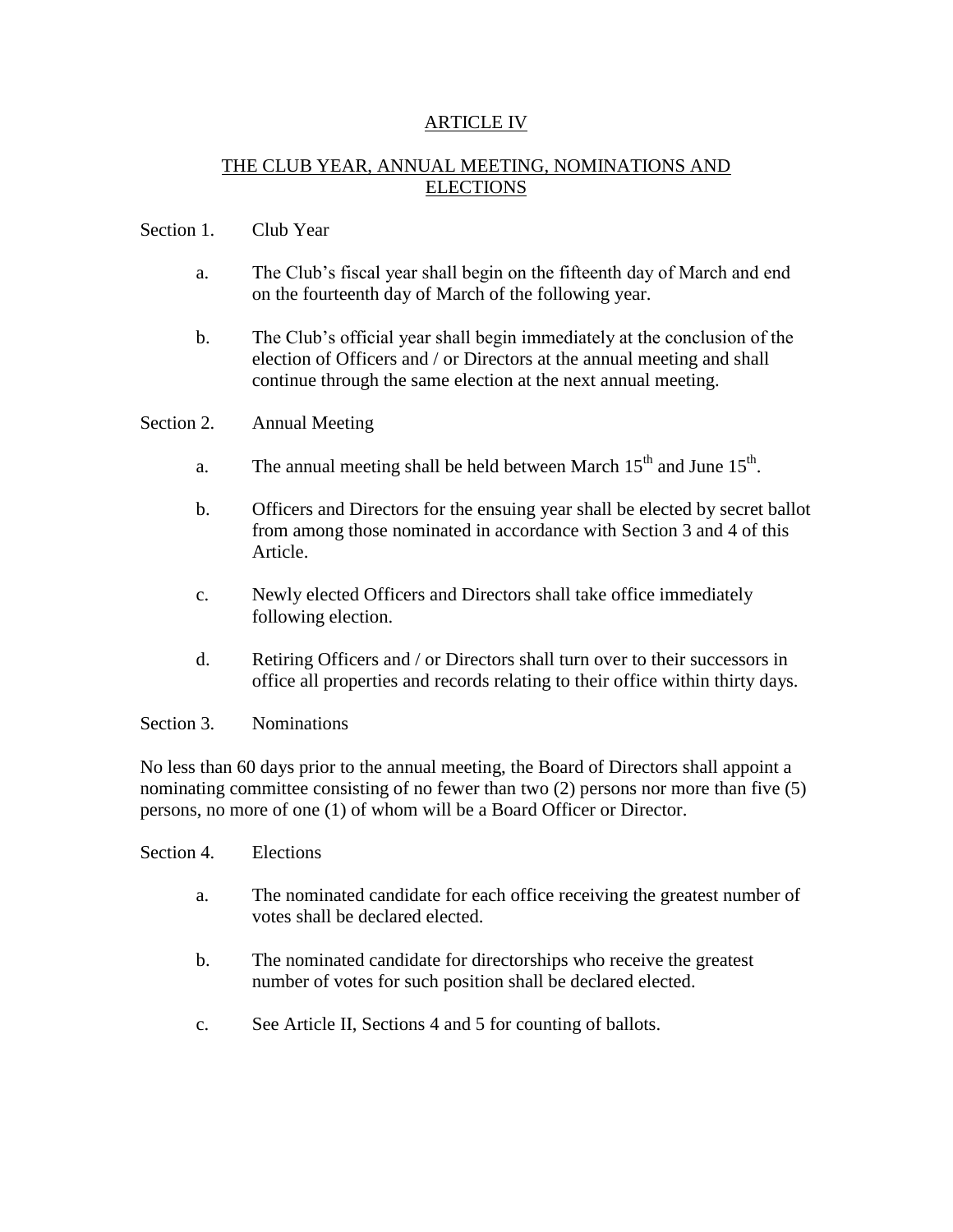## ARTICLE IV

## THE CLUB YEAR, ANNUAL MEETING, NOMINATIONS AND ELECTIONS

Section 1. Club Year

a. The Club's fiscal year shall begin on the fifteenth day of March and end on the fourteenth day of March of the following year.

b. The Club's official year shall begin immediately at the conclusion of the election of Officers and / or Directors at the annual meeting and shall continue through the same election at the next annual meeting.

Section 2. Annual Meeting

a. The annual meeting shall be held between March 15th and June 15th.

b. Officers and Directors for the ensuing year shall be elected by secret ballot from among those nominated in accordance with Section 3 and 4 of this Article.

c. Newly elected Officers and Directors shall take office immediately following election.

d. Retiring Officers and / or Directors shall turn over to their successors in office all properties and records relating to their office within thirty days.

Section 3. Nominations

No less than 60 days prior to the annual meeting, the Board of Directors shall appoint a nominating committee consisting of no fewer than two (2) persons nor more than five (5) persons, no more of one (1) of whom will be a Board Officer or Director.

Section 4. Elections

a. The nominated candidate for each office receiving the greatest number of votes shall be declared elected.

b. The nominated candidate for directorships who receive the greatest number of votes for such position shall be declared elected.

c. See Article II, Sections 4 and 5 for counting of ballots.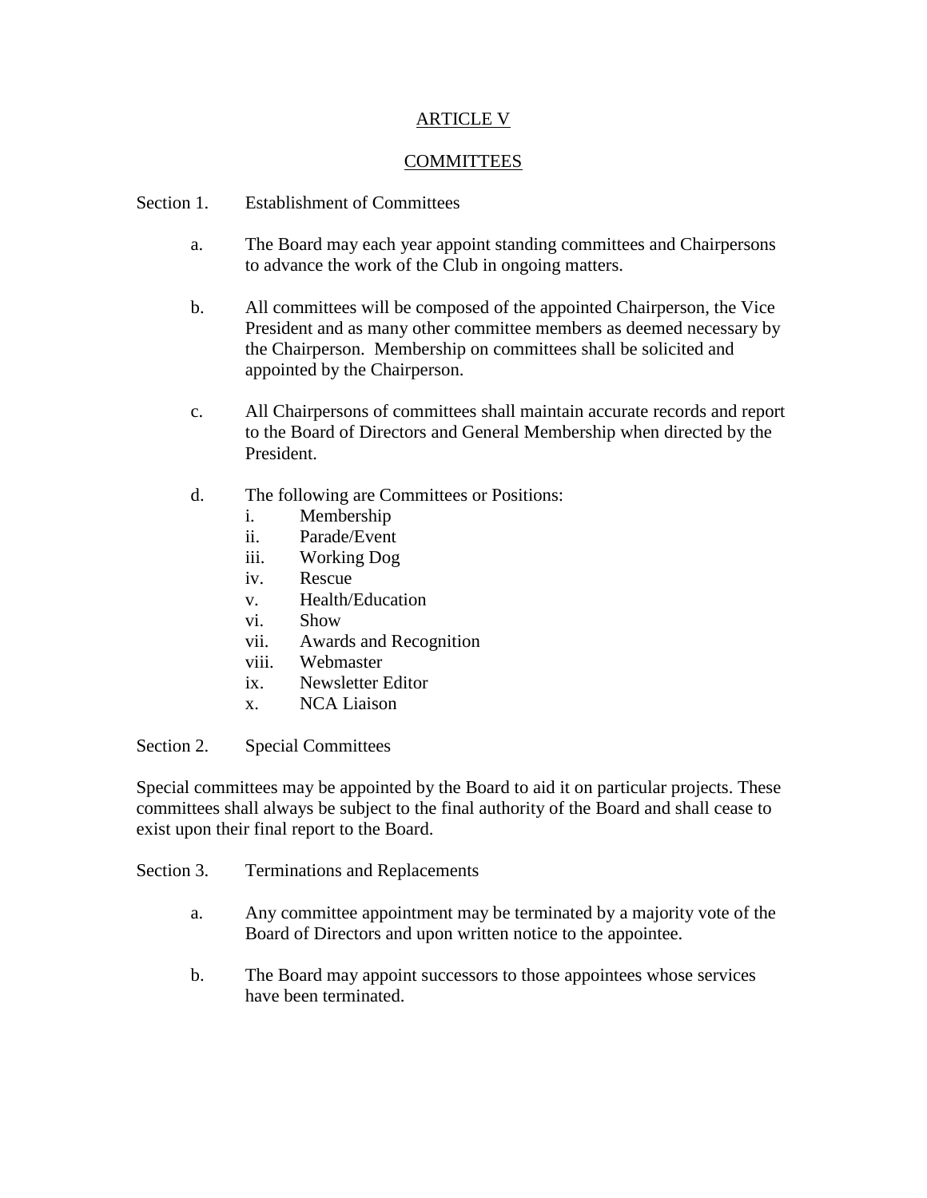# ARTICLE V

## COMMITTEES

Section 1. Establishment of Committees

a. The Board may each year appoint standing committees and Chairpersons to advance the work of the Club in ongoing matters.

b. All committees will be composed of the appointed Chairperson, the Vice President and as many other committee members as deemed necessary by the Chairperson. Membership on committees shall be solicited and appointed by the Chairperson.

c. All Chairpersons of committees shall maintain accurate records and report to the Board of Directors and General Membership when directed by the President.

d. The following are Committees or Positions:

i. Membership
ii. Parade/Event
iii. Working Dog
iv. Rescue
v. Health/Education
vi. Show
vii. Awards and Recognition
viii. Webmaster
ix. Newsletter Editor
x. NCA Liaison

Section 2. Special Committees

Special committees may be appointed by the Board to aid it on particular projects. These committees shall always be subject to the final authority of the Board and shall cease to exist upon their final report to the Board.

Section 3. Terminations and Replacements

a. Any committee appointment may be terminated by a majority vote of the Board of Directors and upon written notice to the appointee.

b. The Board may appoint successors to those appointees whose services have been terminated.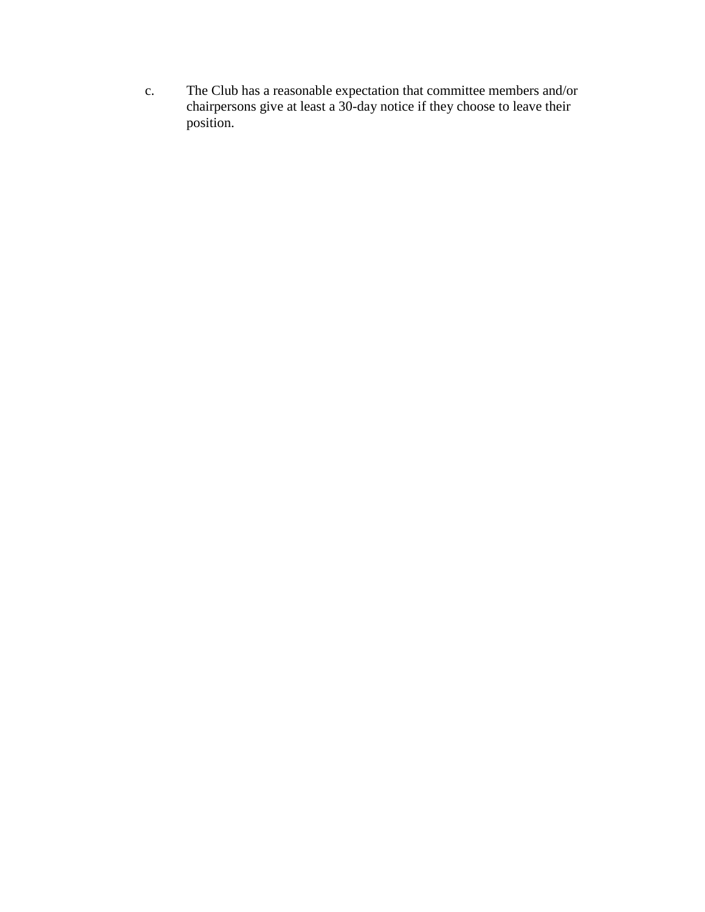c. The Club has a reasonable expectation that committee members and/or chairpersons give at least a 30-day notice if they choose to leave their position.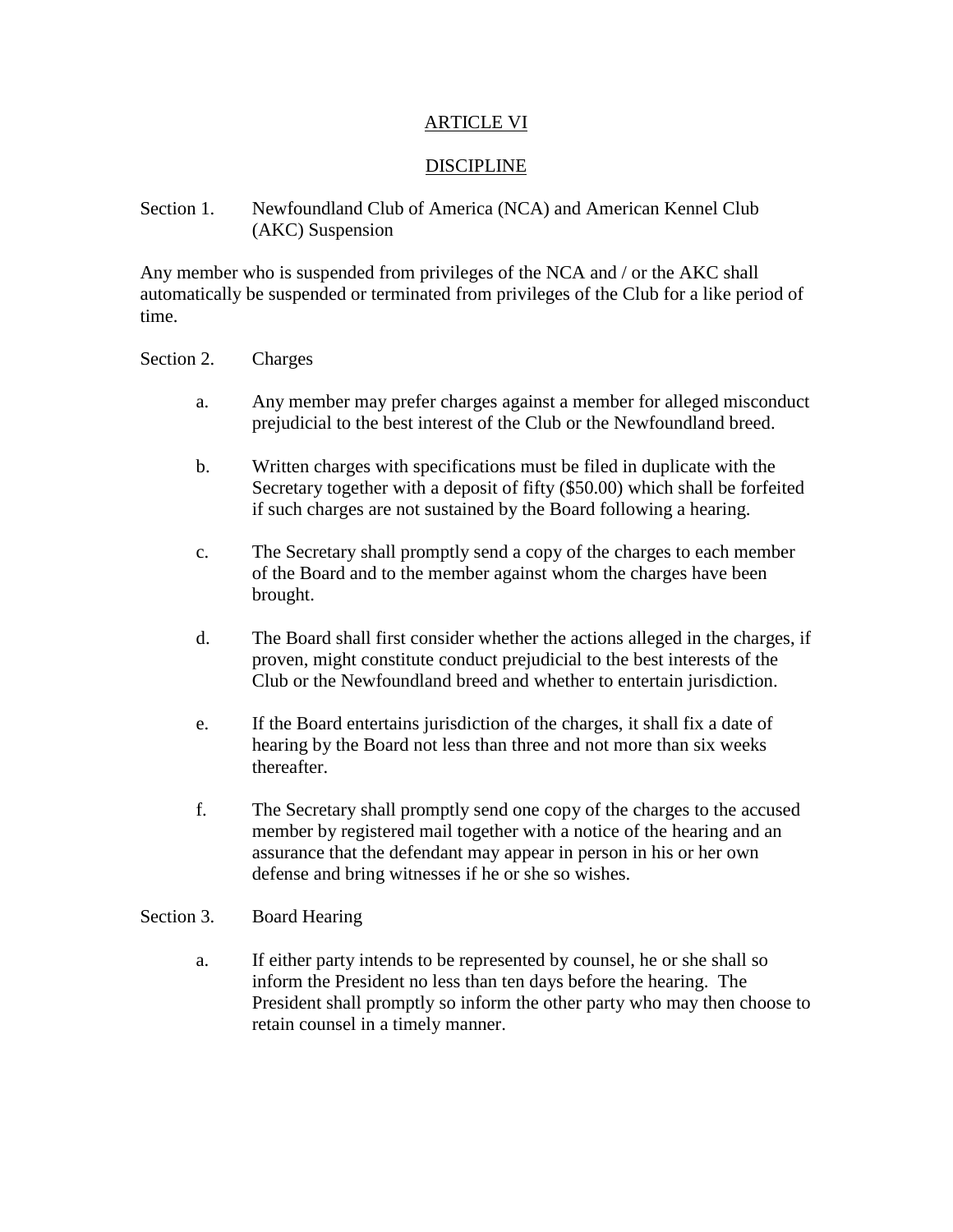## ARTICLE VI

## DISCIPLINE

Section 1. Newfoundland Club of America (NCA) and American Kennel Club (AKC) Suspension

Any member who is suspended from privileges of the NCA and / or the AKC shall automatically be suspended or terminated from privileges of the Club for a like period of time.

Section 2. Charges

a. Any member may prefer charges against a member for alleged misconduct prejudicial to the best interest of the Club or the Newfoundland breed.

b. Written charges with specifications must be filed in duplicate with the Secretary together with a deposit of fifty ($50.00) which shall be forfeited if such charges are not sustained by the Board following a hearing.

c. The Secretary shall promptly send a copy of the charges to each member of the Board and to the member against whom the charges have been brought.

d. The Board shall first consider whether the actions alleged in the charges, if proven, might constitute conduct prejudicial to the best interests of the Club or the Newfoundland breed and whether to entertain jurisdiction.

e. If the Board entertains jurisdiction of the charges, it shall fix a date of hearing by the Board not less than three and not more than six weeks thereafter.

f. The Secretary shall promptly send one copy of the charges to the accused member by registered mail together with a notice of the hearing and an assurance that the defendant may appear in person in his or her own defense and bring witnesses if he or she so wishes.

Section 3. Board Hearing

a. If either party intends to be represented by counsel, he or she shall so inform the President no less than ten days before the hearing. The President shall promptly so inform the other party who may then choose to retain counsel in a timely manner.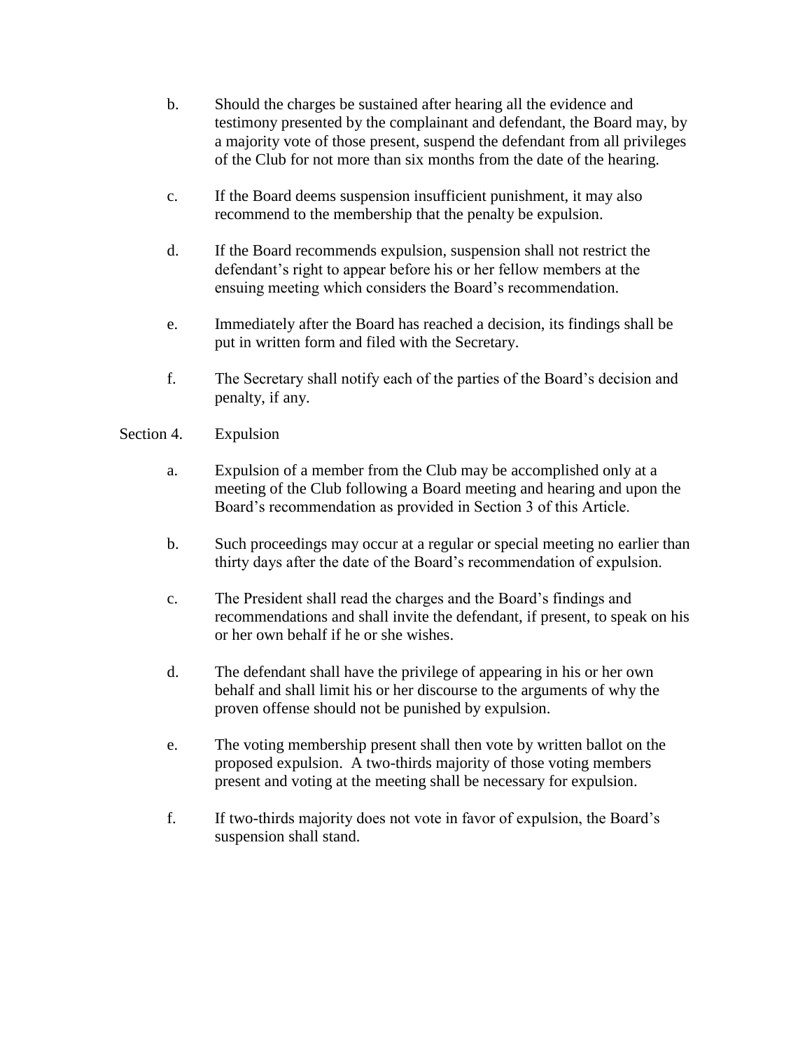b. Should the charges be sustained after hearing all the evidence and testimony presented by the complainant and defendant, the Board may, by a majority vote of those present, suspend the defendant from all privileges of the Club for not more than six months from the date of the hearing.

c. If the Board deems suspension insufficient punishment, it may also recommend to the membership that the penalty be expulsion.

d. If the Board recommends expulsion, suspension shall not restrict the defendant's right to appear before his or her fellow members at the ensuing meeting which considers the Board's recommendation.

e. Immediately after the Board has reached a decision, its findings shall be put in written form and filed with the Secretary.

f. The Secretary shall notify each of the parties of the Board's decision and penalty, if any.

Section 4. Expulsion

a. Expulsion of a member from the Club may be accomplished only at a meeting of the Club following a Board meeting and hearing and upon the Board's recommendation as provided in Section 3 of this Article.

b. Such proceedings may occur at a regular or special meeting no earlier than thirty days after the date of the Board's recommendation of expulsion.

c. The President shall read the charges and the Board's findings and recommendations and shall invite the defendant, if present, to speak on his or her own behalf if he or she wishes.

d. The defendant shall have the privilege of appearing in his or her own behalf and shall limit his or her discourse to the arguments of why the proven offense should not be punished by expulsion.

e. The voting membership present shall then vote by written ballot on the proposed expulsion. A two-thirds majority of those voting members present and voting at the meeting shall be necessary for expulsion.

f. If two-thirds majority does not vote in favor of expulsion, the Board's suspension shall stand.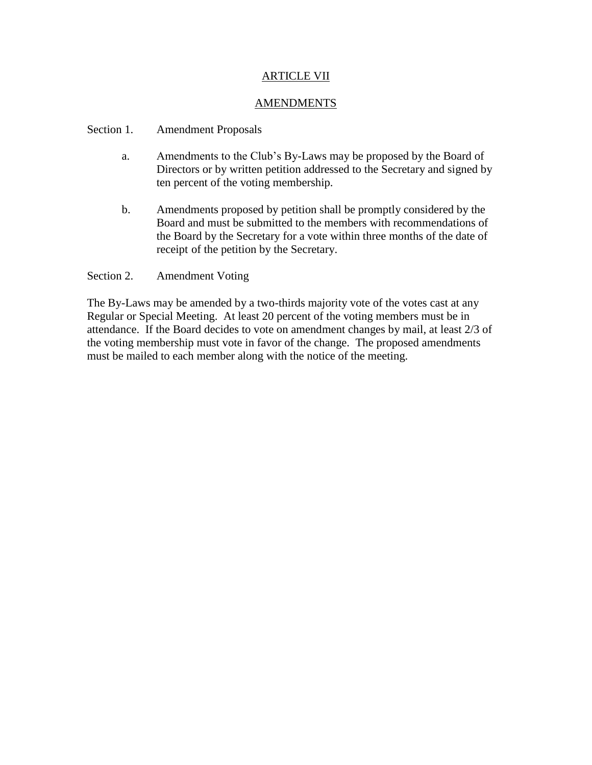## ARTICLE VII

## AMENDMENTS

Section 1. Amendment Proposals

a. Amendments to the Club's By-Laws may be proposed by the Board of Directors or by written petition addressed to the Secretary and signed by ten percent of the voting membership.

b. Amendments proposed by petition shall be promptly considered by the Board and must be submitted to the members with recommendations of the Board by the Secretary for a vote within three months of the date of receipt of the petition by the Secretary.

Section 2. Amendment Voting

The By-Laws may be amended by a two-thirds majority vote of the votes cast at any Regular or Special Meeting. At least 20 percent of the voting members must be in attendance. If the Board decides to vote on amendment changes by mail, at least 2/3 of the voting membership must vote in favor of the change. The proposed amendments must be mailed to each member along with the notice of the meeting.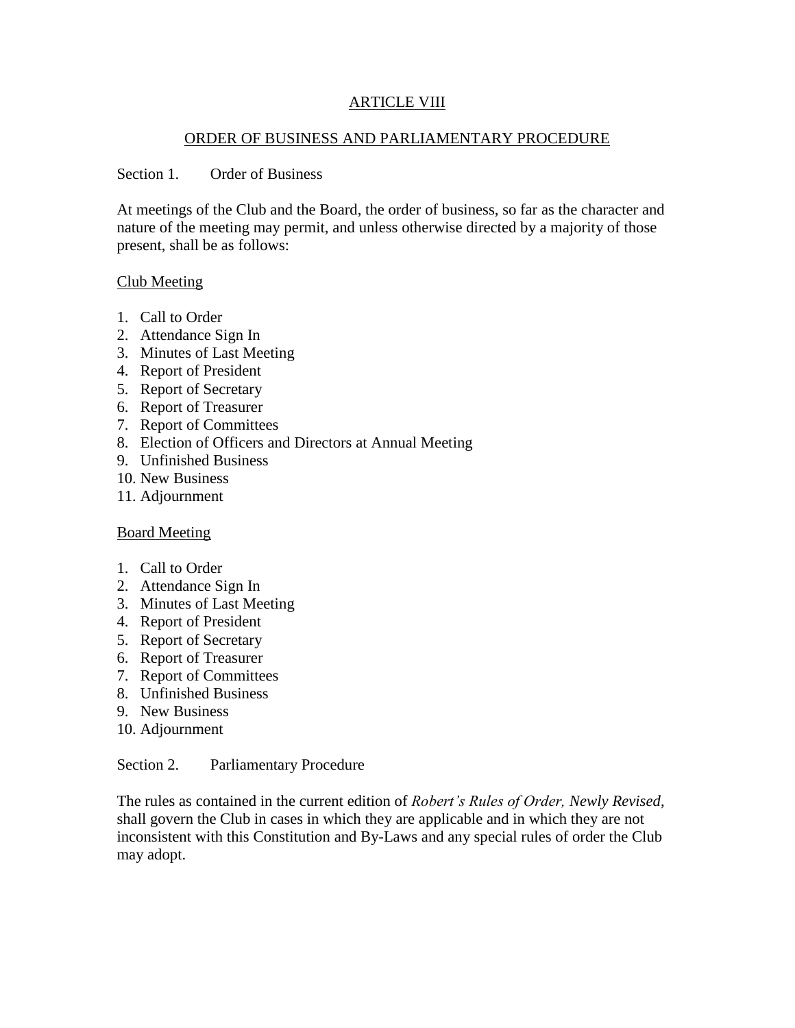## ARTICLE VIII

## ORDER OF BUSINESS AND PARLIAMENTARY PROCEDURE

### Section 1. Order of Business

At meetings of the Club and the Board, the order of business, so far as the character and nature of the meeting may permit, and unless otherwise directed by a majority of those present, shall be as follows:

Club Meeting

1. Call to Order
2. Attendance Sign In
3. Minutes of Last Meeting
4. Report of President
5. Report of Secretary
6. Report of Treasurer
7. Report of Committees
8. Election of Officers and Directors at Annual Meeting
9. Unfinished Business
10. New Business
11. Adjournment

Board Meeting

1. Call to Order
2. Attendance Sign In
3. Minutes of Last Meeting
4. Report of President
5. Report of Secretary
6. Report of Treasurer
7. Report of Committees
8. Unfinished Business
9. New Business
10. Adjournment

### Section 2. Parliamentary Procedure

The rules as contained in the current edition of *Robert's Rules of Order, Newly Revised*, shall govern the Club in cases in which they are applicable and in which they are not inconsistent with this Constitution and By-Laws and any special rules of order the Club may adopt.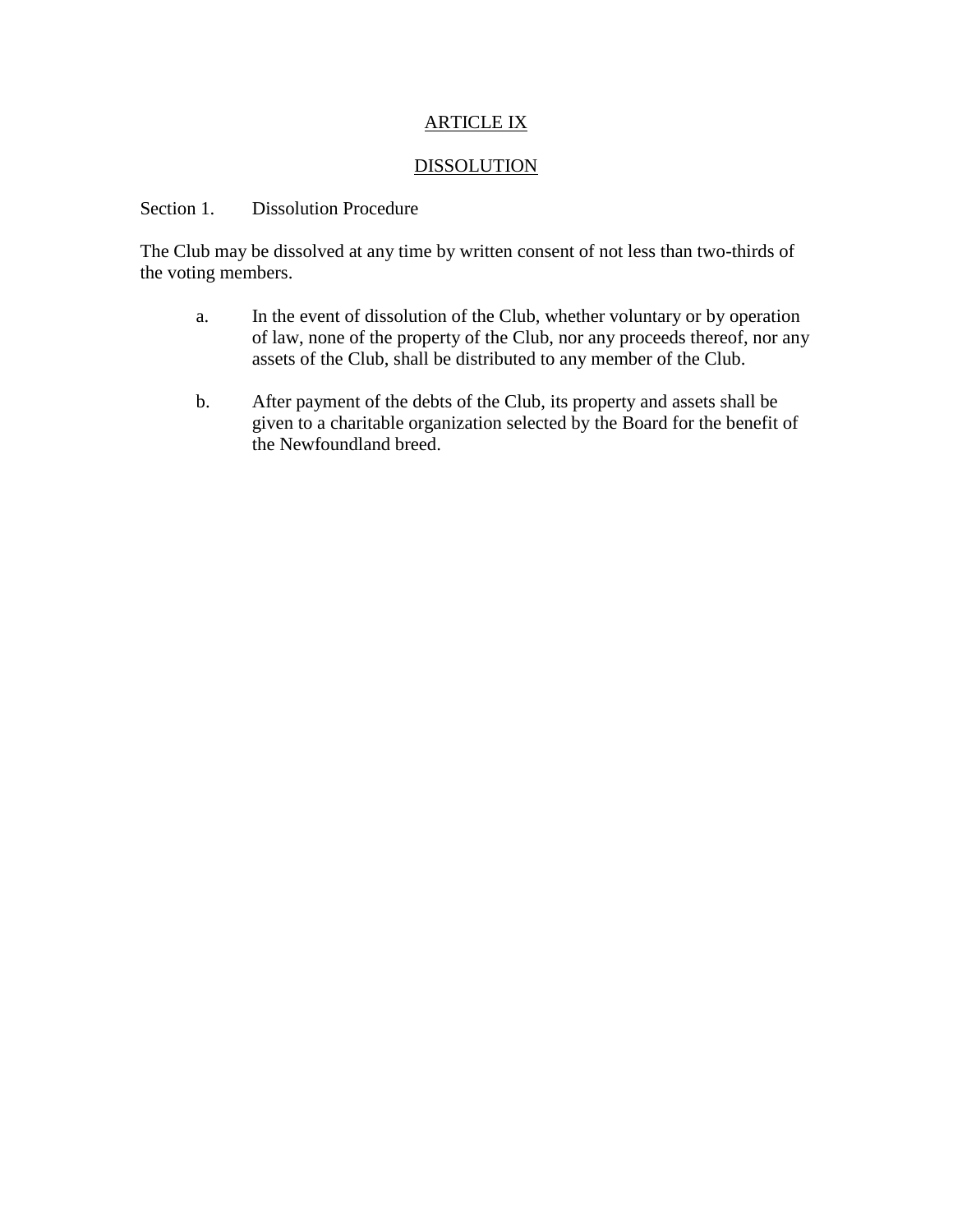## ARTICLE IX

## DISSOLUTION

Section 1. Dissolution Procedure

The Club may be dissolved at any time by written consent of not less than two-thirds of the voting members.

a. In the event of dissolution of the Club, whether voluntary or by operation of law, none of the property of the Club, nor any proceeds thereof, nor any assets of the Club, shall be distributed to any member of the Club.

b. After payment of the debts of the Club, its property and assets shall be given to a charitable organization selected by the Board for the benefit of the Newfoundland breed.